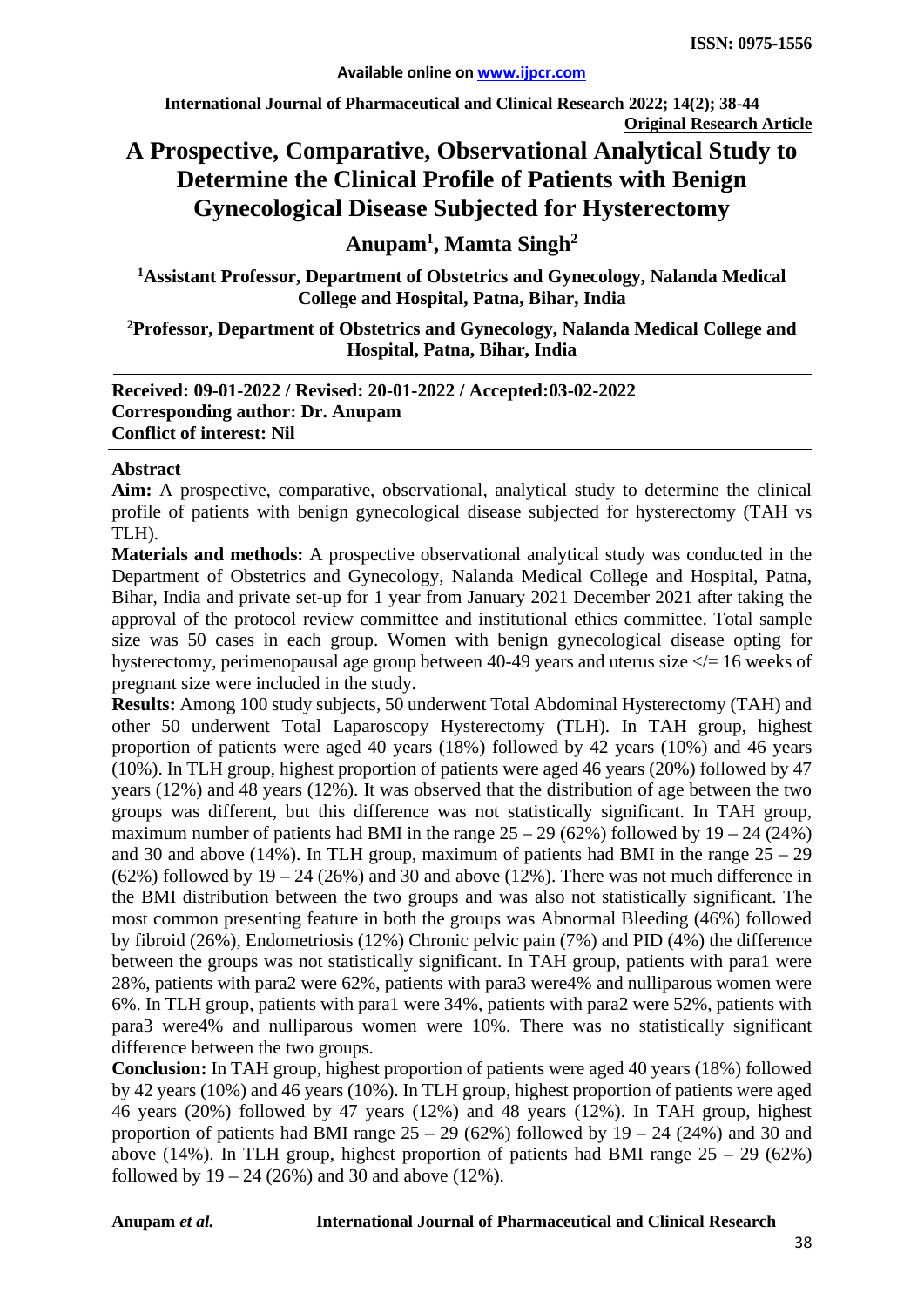**Original Research Article**

# A Prospective, Comparative, Observational Analytical Study to Determine the Clinical Profile of Patients with Benign Gynecological Disease Subjected for Hysterectomy

## Anupam[1], Mamta Singh[2]

[1]Assistant Professor, Department of Obstetrics and Gynecology, Nalanda Medical College and Hospital, Patna, Bihar, India

[2]Professor, Department of Obstetrics and Gynecology, Nalanda Medical College and Hospital, Patna, Bihar, India

**Received: 09-01-2022 / Revised: 20-01-2022 / Accepted:03-02-2022**
**Corresponding author: Dr. Anupam**
**Conflict of interest: Nil**

## Abstract

**Aim:** A prospective, comparative, observational, analytical study to determine the clinical profile of patients with benign gynecological disease subjected for hysterectomy (TAH vs TLH).

**Materials and methods:** A prospective observational analytical study was conducted in the Department of Obstetrics and Gynecology, Nalanda Medical College and Hospital, Patna, Bihar, India and private set-up for 1 year from January 2021 December 2021 after taking the approval of the protocol review committee and institutional ethics committee. Total sample size was 50 cases in each group. Women with benign gynecological disease opting for hysterectomy, perimenopausal age group between 40-49 years and uterus size </= 16 weeks of pregnant size were included in the study.

**Results:** Among 100 study subjects, 50 underwent Total Abdominal Hysterectomy (TAH) and other 50 underwent Total Laparoscopy Hysterectomy (TLH). In TAH group, highest proportion of patients were aged 40 years (18%) followed by 42 years (10%) and 46 years (10%). In TLH group, highest proportion of patients were aged 46 years (20%) followed by 47 years (12%) and 48 years (12%). It was observed that the distribution of age between the two groups was different, but this difference was not statistically significant. In TAH group, maximum number of patients had BMI in the range 25 – 29 (62%) followed by 19 – 24 (24%) and 30 and above (14%). In TLH group, maximum of patients had BMI in the range 25 – 29 (62%) followed by 19 – 24 (26%) and 30 and above (12%). There was not much difference in the BMI distribution between the two groups and was also not statistically significant. The most common presenting feature in both the groups was Abnormal Bleeding (46%) followed by fibroid (26%), Endometriosis (12%) Chronic pelvic pain (7%) and PID (4%) the difference between the groups was not statistically significant. In TAH group, patients with para1 were 28%, patients with para2 were 62%, patients with para3 were4% and nulliparous women were 6%. In TLH group, patients with para1 were 34%, patients with para2 were 52%, patients with para3 were4% and nulliparous women were 10%. There was no statistically significant difference between the two groups.

**Conclusion:** In TAH group, highest proportion of patients were aged 40 years (18%) followed by 42 years (10%) and 46 years (10%). In TLH group, highest proportion of patients were aged 46 years (20%) followed by 47 years (12%) and 48 years (12%). In TAH group, highest proportion of patients had BMI range 25 – 29 (62%) followed by 19 – 24 (24%) and 30 and above (14%). In TLH group, highest proportion of patients had BMI range 25 – 29 (62%) followed by 19 – 24 (26%) and 30 and above (12%).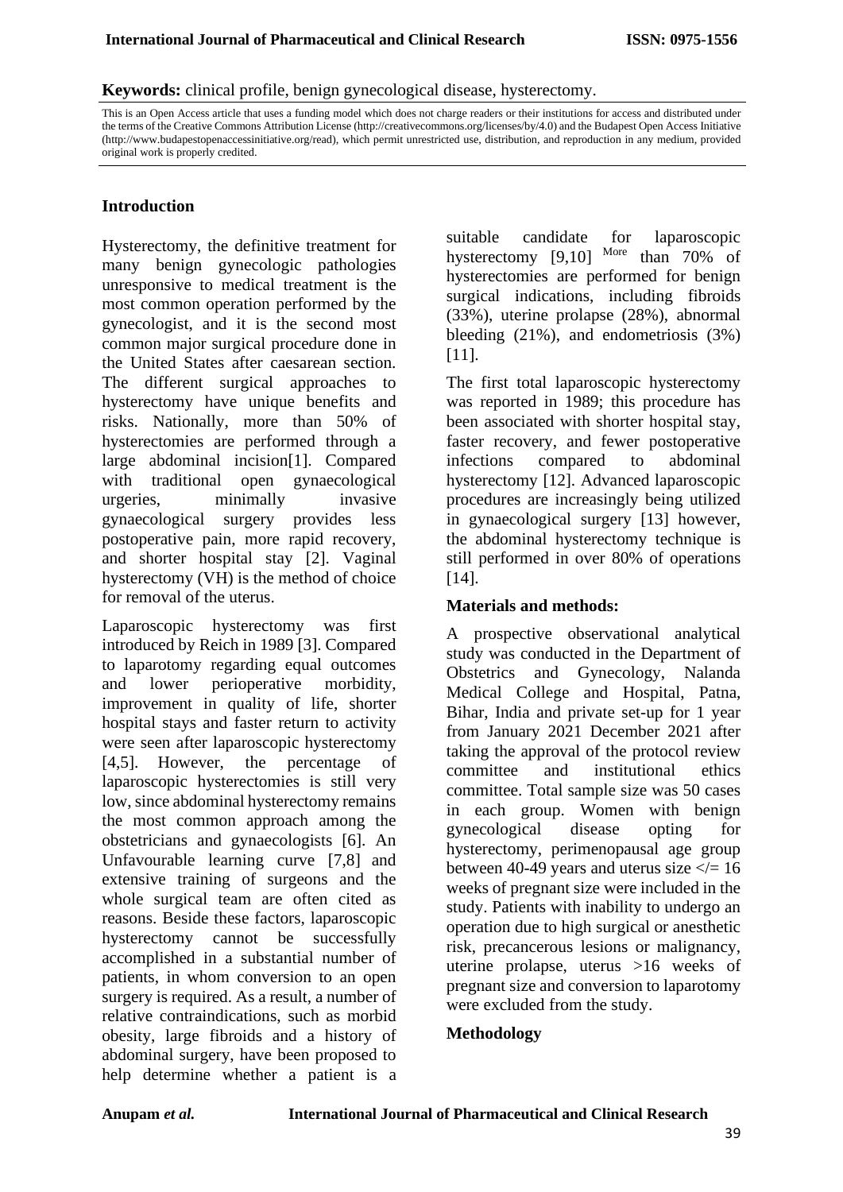**Keywords:** clinical profile, benign gynecological disease, hysterectomy.

This is an Open Access article that uses a funding model which does not charge readers or their institutions for access and distributed under the terms of the Creative Commons Attribution License (http://creativecommons.org/licenses/by/4.0) and the Budapest Open Access Initiative (http://www.budapestopenaccessinitiative.org/read), which permit unrestricted use, distribution, and reproduction in any medium, provided original work is properly credited.

## Introduction

Hysterectomy, the definitive treatment for many benign gynecologic pathologies unresponsive to medical treatment is the most common operation performed by the gynecologist, and it is the second most common major surgical procedure done in the United States after caesarean section. The different surgical approaches to hysterectomy have unique benefits and risks. Nationally, more than 50% of hysterectomies are performed through a large abdominal incision[1]. Compared with traditional open gynaecological urgeries, minimally invasive gynaecological surgery provides less postoperative pain, more rapid recovery, and shorter hospital stay [2]. Vaginal hysterectomy (VH) is the method of choice for removal of the uterus.

Laparoscopic hysterectomy was first introduced by Reich in 1989 [3]. Compared to laparotomy regarding equal outcomes and lower perioperative morbidity, improvement in quality of life, shorter hospital stays and faster return to activity were seen after laparoscopic hysterectomy [4,5]. However, the percentage of laparoscopic hysterectomies is still very low, since abdominal hysterectomy remains the most common approach among the obstetricians and gynaecologists [6]. An Unfavourable learning curve [7,8] and extensive training of surgeons and the whole surgical team are often cited as reasons. Beside these factors, laparoscopic hysterectomy cannot be successfully accomplished in a substantial number of patients, in whom conversion to an open surgery is required. As a result, a number of relative contraindications, such as morbid obesity, large fibroids and a history of abdominal surgery, have been proposed to help determine whether a patient is a suitable candidate for laparoscopic hysterectomy [9,10] More than 70% of hysterectomies are performed for benign surgical indications, including fibroids (33%), uterine prolapse (28%), abnormal bleeding (21%), and endometriosis (3%) [11].

The first total laparoscopic hysterectomy was reported in 1989; this procedure has been associated with shorter hospital stay, faster recovery, and fewer postoperative infections compared to abdominal hysterectomy [12]. Advanced laparoscopic procedures are increasingly being utilized in gynaecological surgery [13] however, the abdominal hysterectomy technique is still performed in over 80% of operations [14].

## Materials and methods:

A prospective observational analytical study was conducted in the Department of Obstetrics and Gynecology, Nalanda Medical College and Hospital, Patna, Bihar, India and private set-up for 1 year from January 2021 December 2021 after taking the approval of the protocol review committee and institutional ethics committee. Total sample size was 50 cases in each group. Women with benign gynecological disease opting for hysterectomy, perimenopausal age group between 40-49 years and uterus size </= 16 weeks of pregnant size were included in the study. Patients with inability to undergo an operation due to high surgical or anesthetic risk, precancerous lesions or malignancy, uterine prolapse, uterus >16 weeks of pregnant size and conversion to laparotomy were excluded from the study.

## Methodology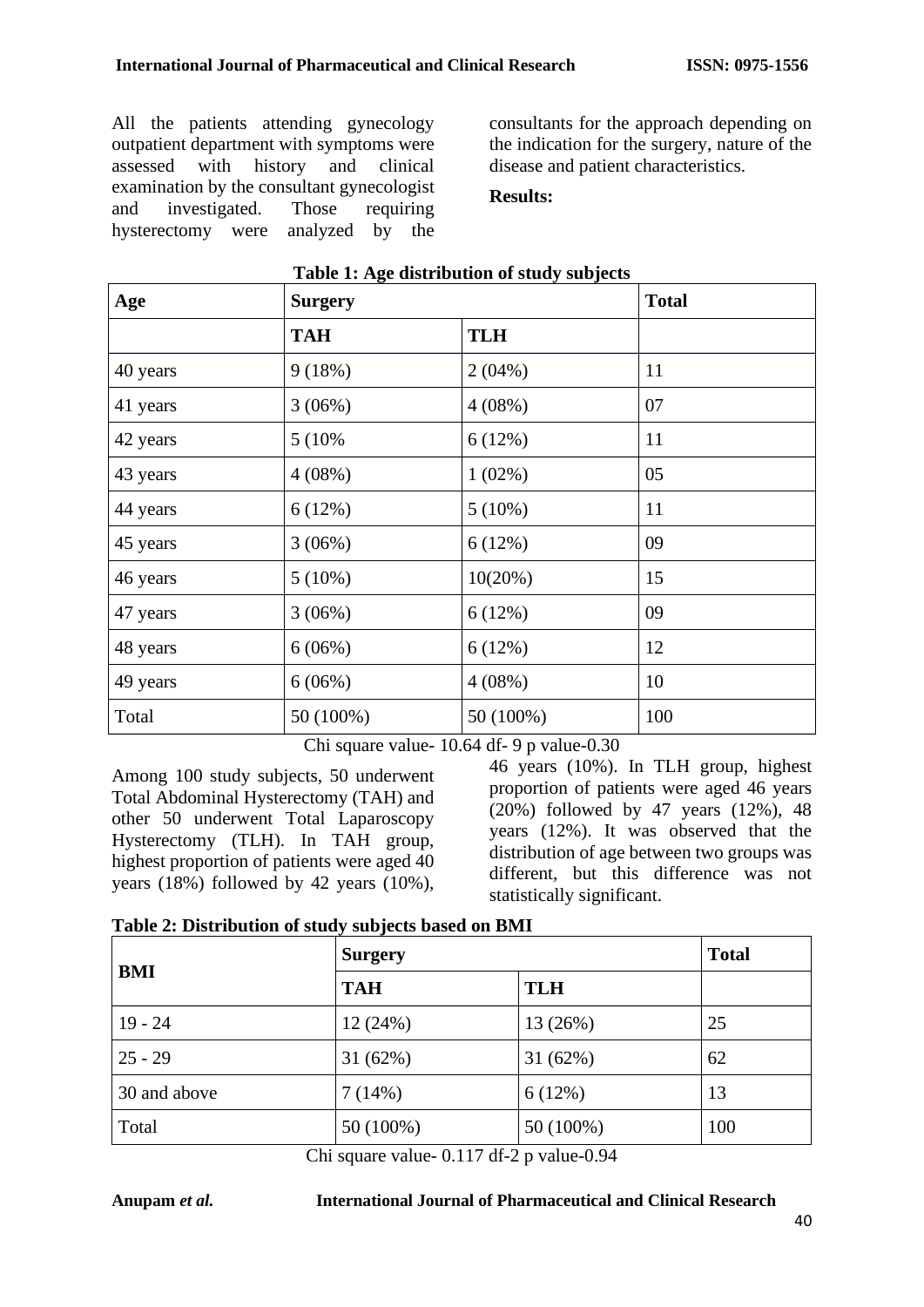All the patients attending gynecology outpatient department with symptoms were assessed with history and clinical examination by the consultant gynecologist and investigated. Those requiring hysterectomy were analyzed by the consultants for the approach depending on the indication for the surgery, nature of the disease and patient characteristics.

**Results:**

**Table 1: Age distribution of study subjects**

| Age | Surgery | | Total |
|---|---|---|---|
| | **TAH** | **TLH** | |
| 40 years | 9 (18%) | 2 (04%) | 11 |
| 41 years | 3 (06%) | 4 (08%) | 07 |
| 42 years | 5 (10% | 6 (12%) | 11 |
| 43 years | 4 (08%) | 1 (02%) | 05 |
| 44 years | 6 (12%) | 5 (10%) | 11 |
| 45 years | 3 (06%) | 6 (12%) | 09 |
| 46 years | 5 (10%) | 10(20%) | 15 |
| 47 years | 3 (06%) | 6 (12%) | 09 |
| 48 years | 6 (06%) | 6 (12%) | 12 |
| 49 years | 6 (06%) | 4 (08%) | 10 |
| Total | 50 (100%) | 50 (100%) | 100 |

Chi square value- 10.64 df- 9 p value-0.30

Among 100 study subjects, 50 underwent Total Abdominal Hysterectomy (TAH) and other 50 underwent Total Laparoscopy Hysterectomy (TLH). In TAH group, highest proportion of patients were aged 40 years (18%) followed by 42 years (10%), 46 years (10%). In TLH group, highest proportion of patients were aged 46 years (20%) followed by 47 years (12%), 48 years (12%). It was observed that the distribution of age between two groups was different, but this difference was not statistically significant.

**Table 2: Distribution of study subjects based on BMI**

| BMI | Surgery | | Total |
|---|---|---|---|
| | **TAH** | **TLH** | |
| 19 - 24 | 12 (24%) | 13 (26%) | 25 |
| 25 - 29 | 31 (62%) | 31 (62%) | 62 |
| 30 and above | 7 (14%) | 6 (12%) | 13 |
| Total | 50 (100%) | 50 (100%) | 100 |

Chi square value- 0.117 df-2 p value-0.94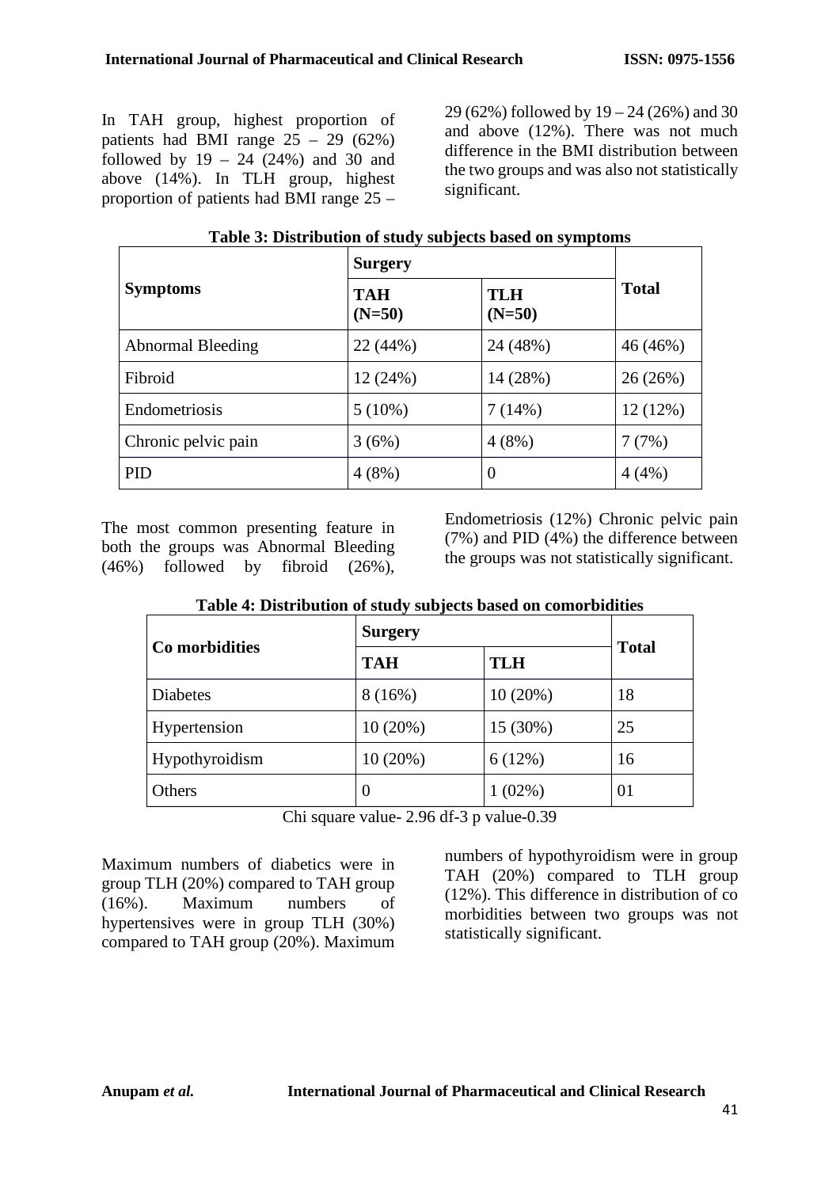In TAH group, highest proportion of patients had BMI range 25 – 29 (62%) followed by 19 – 24 (24%) and 30 and above (14%). In TLH group, highest proportion of patients had BMI range 25 – 29 (62%) followed by 19 – 24 (26%) and 30 and above (12%). There was not much difference in the BMI distribution between the two groups and was also not statistically significant.

**Table 3: Distribution of study subjects based on symptoms**

| Symptoms | Surgery | | Total |
|---|---|---|---|
| | TAH (N=50) | TLH (N=50) | |
| Abnormal Bleeding | 22 (44%) | 24 (48%) | 46 (46%) |
| Fibroid | 12 (24%) | 14 (28%) | 26 (26%) |
| Endometriosis | 5 (10%) | 7 (14%) | 12 (12%) |
| Chronic pelvic pain | 3 (6%) | 4 (8%) | 7 (7%) |
| PID | 4 (8%) | 0 | 4 (4%) |

The most common presenting feature in both the groups was Abnormal Bleeding (46%) followed by fibroid (26%), Endometriosis (12%) Chronic pelvic pain (7%) and PID (4%) the difference between the groups was not statistically significant.

**Table 4: Distribution of study subjects based on comorbidities**

| Co morbidities | Surgery | | Total |
|---|---|---|---|
| | TAH | TLH | |
| Diabetes | 8 (16%) | 10 (20%) | 18 |
| Hypertension | 10 (20%) | 15 (30%) | 25 |
| Hypothyroidism | 10 (20%) | 6 (12%) | 16 |
| Others | 0 | 1 (02%) | 01 |

Chi square value- 2.96 df-3 p value-0.39

Maximum numbers of diabetics were in group TLH (20%) compared to TAH group (16%). Maximum numbers of hypertensives were in group TLH (30%) compared to TAH group (20%). Maximum numbers of hypothyroidism were in group TAH (20%) compared to TLH group (12%). This difference in distribution of co morbidities between two groups was not statistically significant.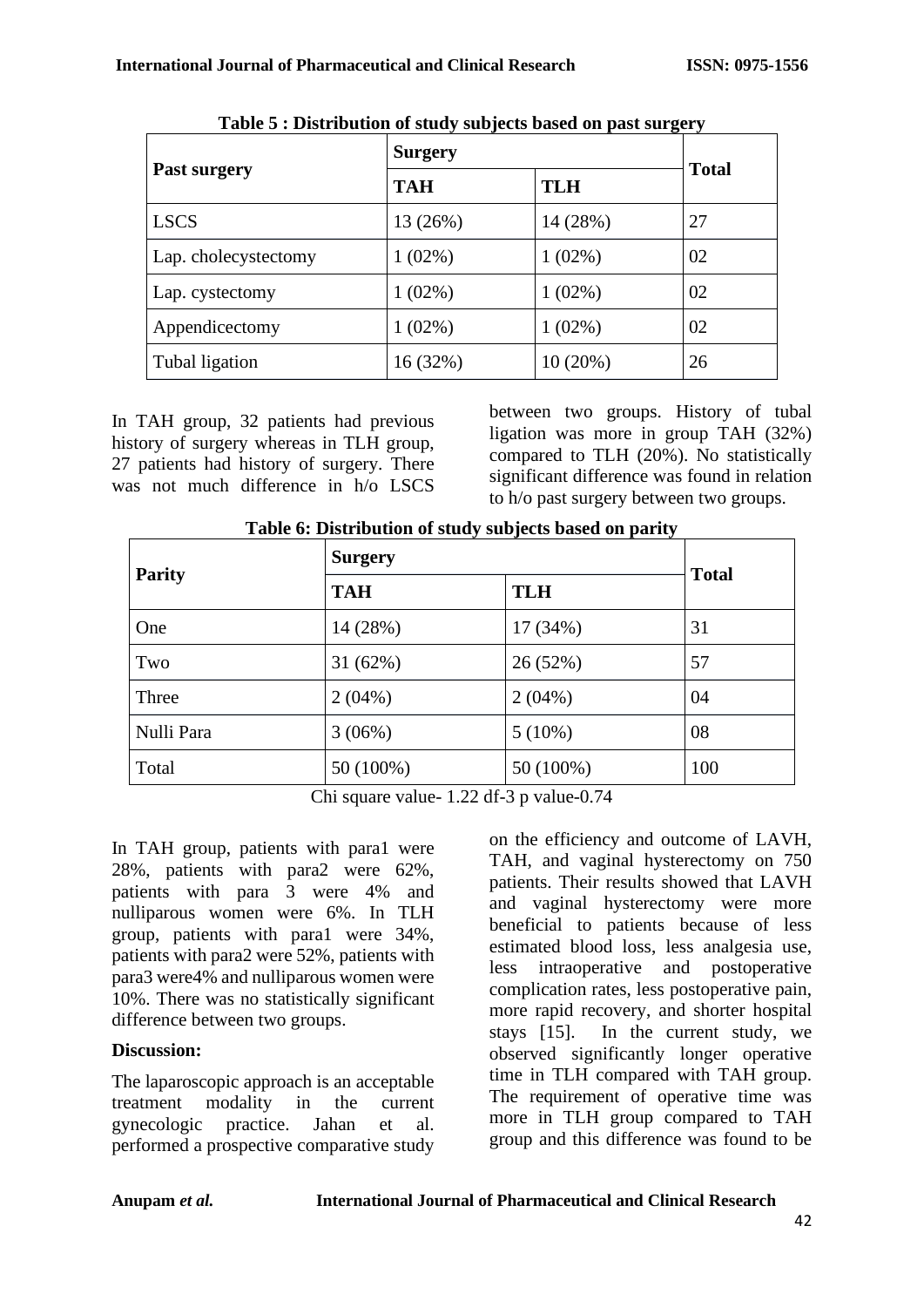**Table 5 : Distribution of study subjects based on past surgery**

| Past surgery | Surgery | | Total |
|---|---|---|---|
| | TAH | TLH | |
| LSCS | 13 (26%) | 14 (28%) | 27 |
| Lap. cholecystectomy | 1 (02%) | 1 (02%) | 02 |
| Lap. cystectomy | 1 (02%) | 1 (02%) | 02 |
| Appendicectomy | 1 (02%) | 1 (02%) | 02 |
| Tubal ligation | 16 (32%) | 10 (20%) | 26 |

In TAH group, 32 patients had previous history of surgery whereas in TLH group, 27 patients had history of surgery. There was not much difference in h/o LSCS between two groups. History of tubal ligation was more in group TAH (32%) compared to TLH (20%). No statistically significant difference was found in relation to h/o past surgery between two groups.

**Table 6: Distribution of study subjects based on parity**

| Parity | Surgery | | Total |
|---|---|---|---|
| | TAH | TLH | |
| One | 14 (28%) | 17 (34%) | 31 |
| Two | 31 (62%) | 26 (52%) | 57 |
| Three | 2 (04%) | 2 (04%) | 04 |
| Nulli Para | 3 (06%) | 5 (10%) | 08 |
| Total | 50 (100%) | 50 (100%) | 100 |

Chi square value- 1.22 df-3 p value-0.74

In TAH group, patients with para1 were 28%, patients with para2 were 62%, patients with para 3 were 4% and nulliparous women were 6%. In TLH group, patients with para1 were 34%, patients with para2 were 52%, patients with para3 were4% and nulliparous women were 10%. There was no statistically significant difference between two groups.

**Discussion:**

The laparoscopic approach is an acceptable treatment modality in the current gynecologic practice. Jahan et al. performed a prospective comparative study on the efficiency and outcome of LAVH, TAH, and vaginal hysterectomy on 750 patients. Their results showed that LAVH and vaginal hysterectomy were more beneficial to patients because of less estimated blood loss, less analgesia use, less intraoperative and postoperative complication rates, less postoperative pain, more rapid recovery, and shorter hospital stays [15]. In the current study, we observed significantly longer operative time in TLH compared with TAH group. The requirement of operative time was more in TLH group compared to TAH group and this difference was found to be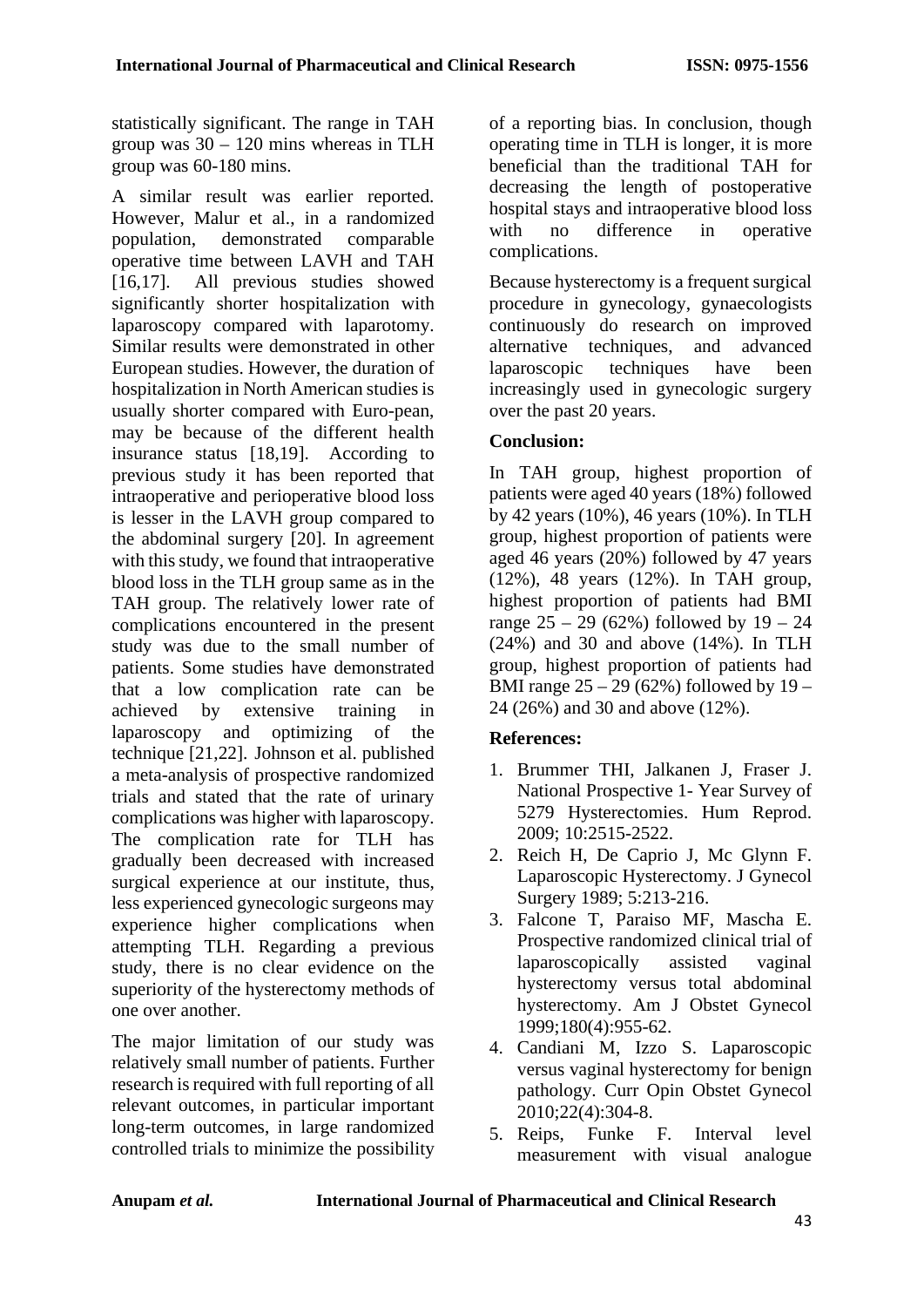statistically significant. The range in TAH group was 30 – 120 mins whereas in TLH group was 60-180 mins.

A similar result was earlier reported. However, Malur et al., in a randomized population, demonstrated comparable operative time between LAVH and TAH [16,17]. All previous studies showed significantly shorter hospitalization with laparoscopy compared with laparotomy. Similar results were demonstrated in other European studies. However, the duration of hospitalization in North American studies is usually shorter compared with Euro-pean, may be because of the different health insurance status [18,19]. According to previous study it has been reported that intraoperative and perioperative blood loss is lesser in the LAVH group compared to the abdominal surgery [20]. In agreement with this study, we found that intraoperative blood loss in the TLH group same as in the TAH group. The relatively lower rate of complications encountered in the present study was due to the small number of patients. Some studies have demonstrated that a low complication rate can be achieved by extensive training in laparoscopy and optimizing of the technique [21,22]. Johnson et al. published a meta-analysis of prospective randomized trials and stated that the rate of urinary complications was higher with laparoscopy. The complication rate for TLH has gradually been decreased with increased surgical experience at our institute, thus, less experienced gynecologic surgeons may experience higher complications when attempting TLH. Regarding a previous study, there is no clear evidence on the superiority of the hysterectomy methods of one over another.

The major limitation of our study was relatively small number of patients. Further research is required with full reporting of all relevant outcomes, in particular important long-term outcomes, in large randomized controlled trials to minimize the possibility of a reporting bias. In conclusion, though operating time in TLH is longer, it is more beneficial than the traditional TAH for decreasing the length of postoperative hospital stays and intraoperative blood loss with no difference in operative complications.

Because hysterectomy is a frequent surgical procedure in gynecology, gynaecologists continuously do research on improved alternative techniques, and advanced laparoscopic techniques have been increasingly used in gynecologic surgery over the past 20 years.

## Conclusion:

In TAH group, highest proportion of patients were aged 40 years (18%) followed by 42 years (10%), 46 years (10%). In TLH group, highest proportion of patients were aged 46 years (20%) followed by 47 years (12%), 48 years (12%). In TAH group, highest proportion of patients had BMI range 25 – 29 (62%) followed by 19 – 24 (24%) and 30 and above (14%). In TLH group, highest proportion of patients had BMI range 25 – 29 (62%) followed by 19 – 24 (26%) and 30 and above (12%).

## References:

1. Brummer THI, Jalkanen J, Fraser J. National Prospective 1- Year Survey of 5279 Hysterectomies. Hum Reprod. 2009; 10:2515-2522.
2. Reich H, De Caprio J, Mc Glynn F. Laparoscopic Hysterectomy. J Gynecol Surgery 1989; 5:213-216.
3. Falcone T, Paraiso MF, Mascha E. Prospective randomized clinical trial of laparoscopically assisted vaginal hysterectomy versus total abdominal hysterectomy. Am J Obstet Gynecol 1999;180(4):955-62.
4. Candiani M, Izzo S. Laparoscopic versus vaginal hysterectomy for benign pathology. Curr Opin Obstet Gynecol 2010;22(4):304-8.
5. Reips, Funke F. Interval level measurement with visual analogue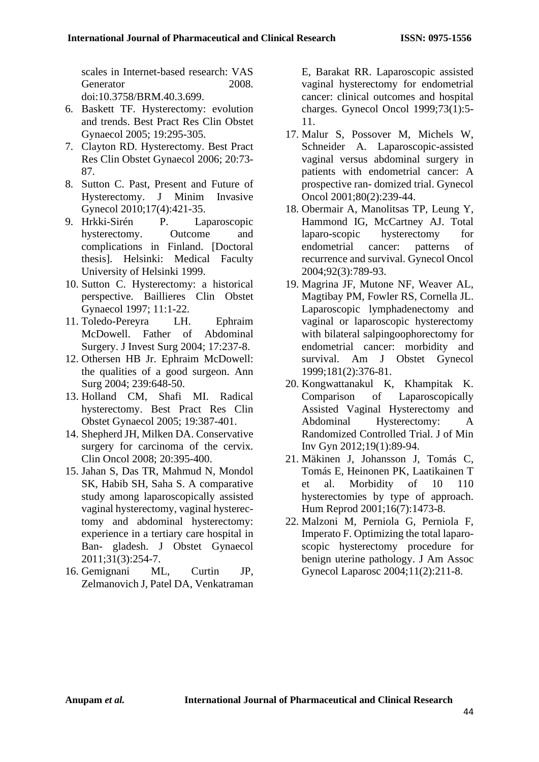scales in Internet-based research: VAS Generator 2008. doi:10.3758/BRM.40.3.699.

6. Baskett TF. Hysterectomy: evolution and trends. Best Pract Res Clin Obstet Gynaecol 2005; 19:295-305.
7. Clayton RD. Hysterectomy. Best Pract Res Clin Obstet Gynaecol 2006; 20:73-87.
8. Sutton C. Past, Present and Future of Hysterectomy. J Minim Invasive Gynecol 2010;17(4):421-35.
9. Hrkki-Sirén P. Laparoscopic hysterectomy. Outcome and complications in Finland. [Doctoral thesis]. Helsinki: Medical Faculty University of Helsinki 1999.
10. Sutton C. Hysterectomy: a historical perspective. Baillieres Clin Obstet Gynaecol 1997; 11:1-22.
11. Toledo-Pereyra LH. Ephraim McDowell. Father of Abdominal Surgery. J Invest Surg 2004; 17:237-8.
12. Othersen HB Jr. Ephraim McDowell: the qualities of a good surgeon. Ann Surg 2004; 239:648-50.
13. Holland CM, Shafi MI. Radical hysterectomy. Best Pract Res Clin Obstet Gynaecol 2005; 19:387-401.
14. Shepherd JH, Milken DA. Conservative surgery for carcinoma of the cervix. Clin Oncol 2008; 20:395-400.
15. Jahan S, Das TR, Mahmud N, Mondol SK, Habib SH, Saha S. A comparative study among laparoscopically assisted vaginal hysterectomy, vaginal hysterec- tomy and abdominal hysterectomy: experience in a tertiary care hospital in Ban- gladesh. J Obstet Gynaecol 2011;31(3):254-7.
16. Gemignani ML, Curtin JP, Zelmanovich J, Patel DA, Venkatraman E, Barakat RR. Laparoscopic assisted vaginal hysterectomy for endometrial cancer: clinical outcomes and hospital charges. Gynecol Oncol 1999;73(1):5-11.
17. Malur S, Possover M, Michels W, Schneider A. Laparoscopic-assisted vaginal versus abdominal surgery in patients with endometrial cancer: A prospective ran- domized trial. Gynecol Oncol 2001;80(2):239-44.
18. Obermair A, Manolitsas TP, Leung Y, Hammond IG, McCartney AJ. Total laparo-scopic hysterectomy for endometrial cancer: patterns of recurrence and survival. Gynecol Oncol 2004;92(3):789-93.
19. Magrina JF, Mutone NF, Weaver AL, Magtibay PM, Fowler RS, Cornella JL. Laparoscopic lymphadenectomy and vaginal or laparoscopic hysterectomy with bilateral salpingoophorectomy for endometrial cancer: morbidity and survival. Am J Obstet Gynecol 1999;181(2):376-81.
20. Kongwattanakul K, Khampitak K. Comparison of Laparoscopically Assisted Vaginal Hysterectomy and Abdominal Hysterectomy: A Randomized Controlled Trial. J of Min Inv Gyn 2012;19(1):89-94.
21. Mäkinen J, Johansson J, Tomás C, Tomás E, Heinonen PK, Laatikainen T et al. Morbidity of 10 110 hysterectomies by type of approach. Hum Reprod 2001;16(7):1473-8.
22. Malzoni M, Perniola G, Perniola F, Imperato F. Optimizing the total laparo- scopic hysterectomy procedure for benign uterine pathology. J Am Assoc Gynecol Laparosc 2004;11(2):211-8.